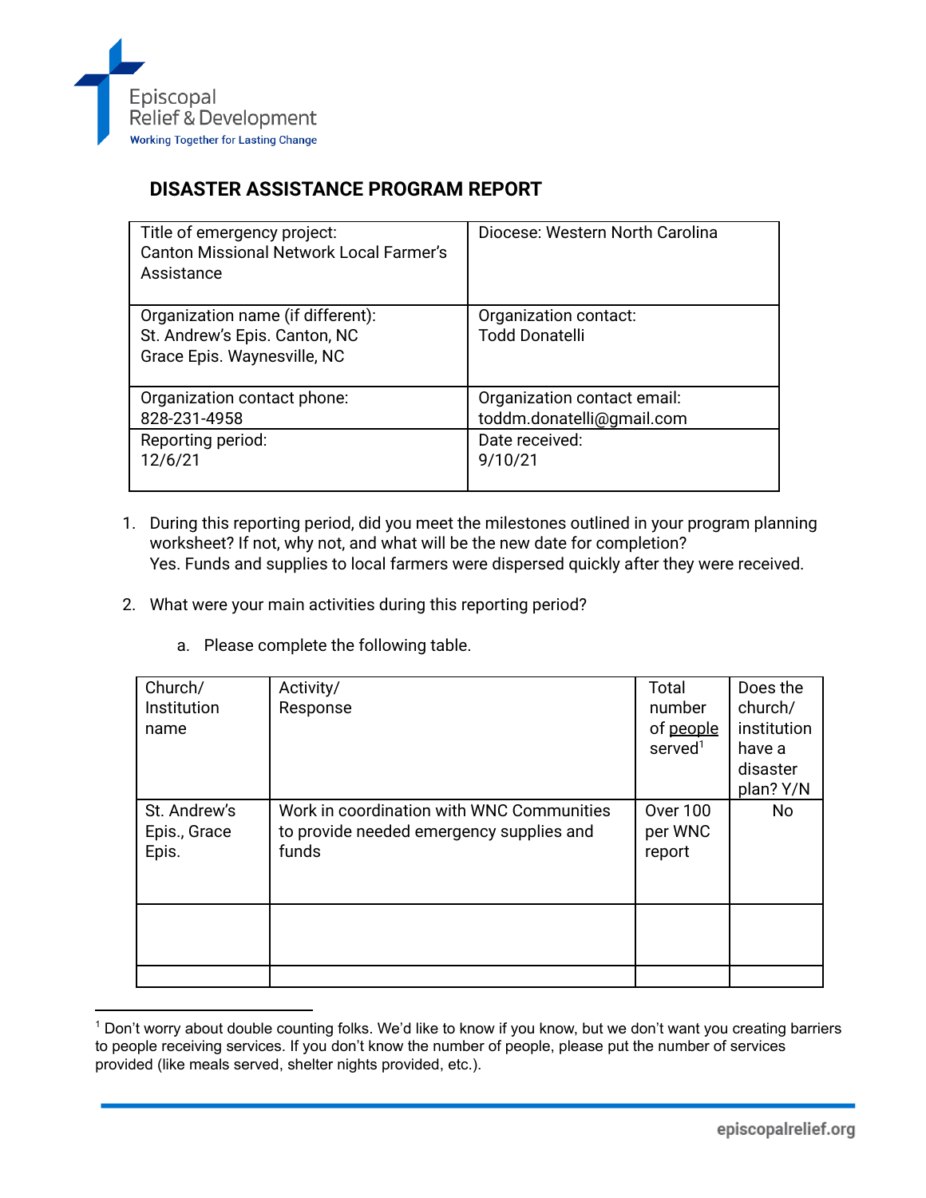Episcopal Relief & Development
Working Together for Lasting Change

# DISASTER ASSISTANCE PROGRAM REPORT

| Title of emergency project: Canton Missional Network Local Farmer's Assistance | Diocese: Western North Carolina |
|---|---|
| Organization name (if different): St. Andrew's Epis. Canton, NC<br>Grace Epis. Waynesville, NC | Organization contact: Todd Donatelli |
| Organization contact phone: 828-231-4958 | Organization contact email: toddm.donatelli@gmail.com |
| Reporting period: 12/6/21 | Date received: 9/10/21 |

1. During this reporting period, did you meet the milestones outlined in your program planning worksheet? If not, why not, and what will be the new date for completion?
   Yes. Funds and supplies to local farmers were dispersed quickly after they were received.

2. What were your main activities during this reporting period?

   a. Please complete the following table.

| Church/ Institution name | Activity/ Response | Total number of people served[1] | Does the church/ institution have a disaster plan? Y/N |
|---|---|---|---|
| St. Andrew's Epis., Grace Epis. | Work in coordination with WNC Communities to provide needed emergency supplies and funds | Over 100 per WNC report | No |
| | | | |
| | | | |

[1] Don't worry about double counting folks. We'd like to know if you know, but we don't want you creating barriers to people receiving services. If you don't know the number of people, please put the number of services provided (like meals served, shelter nights provided, etc.).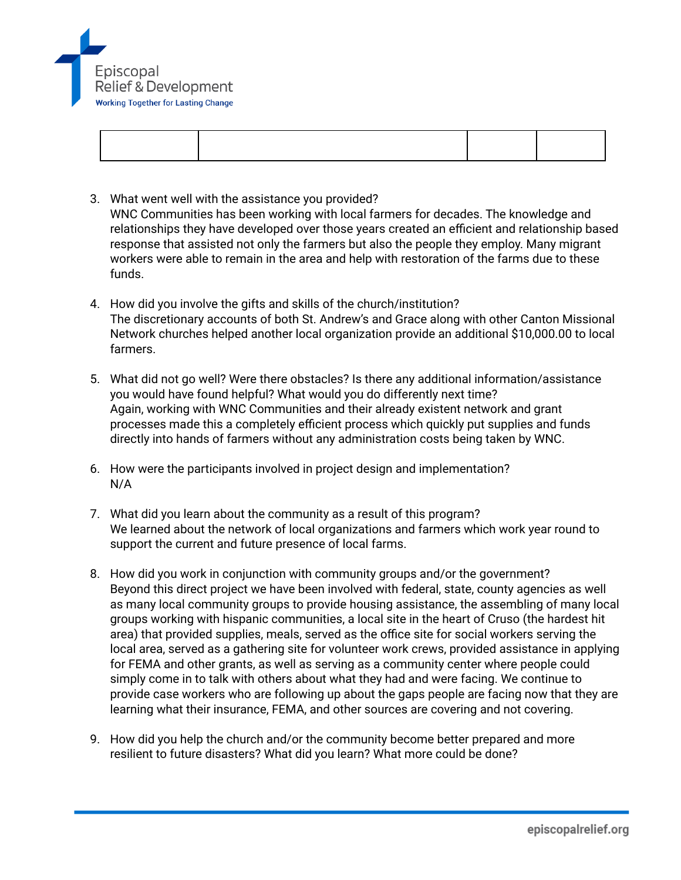|  |  |  |  |
|---|---|---|---|
|  |  |  |  |

3. What went well with the assistance you provided?
   WNC Communities has been working with local farmers for decades. The knowledge and relationships they have developed over those years created an efficient and relationship based response that assisted not only the farmers but also the people they employ. Many migrant workers were able to remain in the area and help with restoration of the farms due to these funds.

4. How did you involve the gifts and skills of the church/institution?
   The discretionary accounts of both St. Andrew's and Grace along with other Canton Missional Network churches helped another local organization provide an additional $10,000.00 to local farmers.

5. What did not go well? Were there obstacles? Is there any additional information/assistance you would have found helpful? What would you do differently next time?
   Again, working with WNC Communities and their already existent network and grant processes made this a completely efficient process which quickly put supplies and funds directly into hands of farmers without any administration costs being taken by WNC.

6. How were the participants involved in project design and implementation?
   N/A

7. What did you learn about the community as a result of this program?
   We learned about the network of local organizations and farmers which work year round to support the current and future presence of local farms.

8. How did you work in conjunction with community groups and/or the government?
   Beyond this direct project we have been involved with federal, state, county agencies as well as many local community groups to provide housing assistance, the assembling of many local groups working with hispanic communities, a local site in the heart of Cruso (the hardest hit area) that provided supplies, meals, served as the office site for social workers serving the local area, served as a gathering site for volunteer work crews, provided assistance in applying for FEMA and other grants, as well as serving as a community center where people could simply come in to talk with others about what they had and were facing. We continue to provide case workers who are following up about the gaps people are facing now that they are learning what their insurance, FEMA, and other sources are covering and not covering.

9. How did you help the church and/or the community become better prepared and more resilient to future disasters? What did you learn? What more could be done?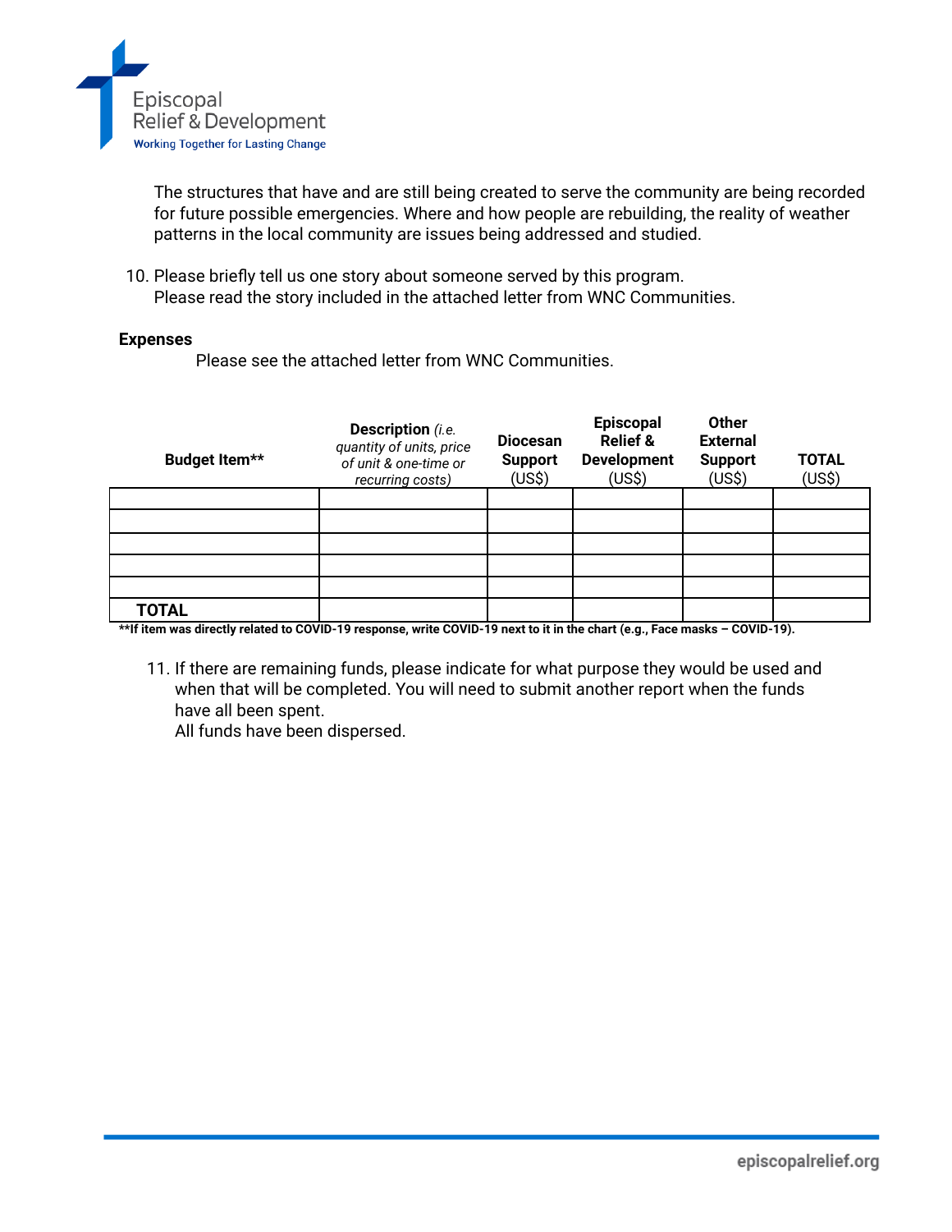The structures that have and are still being created to serve the community are being recorded for future possible emergencies. Where and how people are rebuilding, the reality of weather patterns in the local community are issues being addressed and studied.

10. Please briefly tell us one story about someone served by this program.
    Please read the story included in the attached letter from WNC Communities.

**Expenses**

Please see the attached letter from WNC Communities.

| Budget Item** | **Description** *(i.e. quantity of units, price of unit & one-time or recurring costs)* | **Diocesan Support** (US$) | **Episcopal Relief & Development** (US$) | **Other External Support** (US$) | **TOTAL** (US$) |
|---|---|---|---|---|---|
| | | | | | |
| | | | | | |
| | | | | | |
| | | | | | |
| | | | | | |
| **TOTAL** | | | | | |

****If item was directly related to COVID-19 response, write COVID-19 next to it in the chart (e.g., Face masks – COVID-19).**

11. If there are remaining funds, please indicate for what purpose they would be used and when that will be completed. You will need to submit another report when the funds have all been spent.
    All funds have been dispersed.